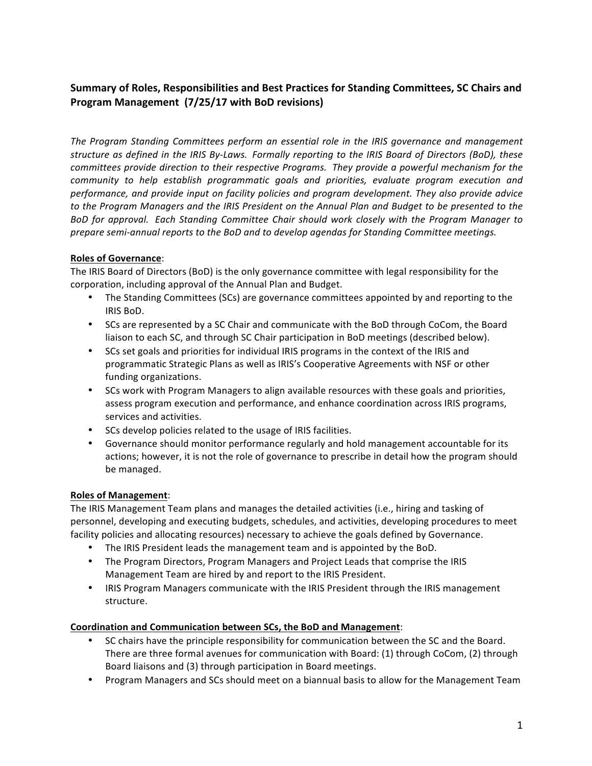## Summary of Roles, Responsibilities and Best Practices for Standing Committees, SC Chairs and Program Management (7/25/17 with BoD revisions)

*The Program Standing Committees perform an essential role in the IRIS governance and management structure as defined in the IRIS By-Laws. Formally reporting to the IRIS Board of Directors (BoD), these committees provide direction to their respective Programs. They provide a powerful mechanism for the community to help establish programmatic goals and priorities, evaluate program execution and performance, and provide input on facility policies and program development. They also provide advice to the Program Managers and the IRIS President on the Annual Plan and Budget to be presented to the BoD for approval. Each Standing Committee Chair should work closely with the Program Manager to prepare semi-annual reports to the BoD and to develop agendas for Standing Committee meetings.*

**Roles of Governance**:

The IRIS Board of Directors (BoD) is the only governance committee with legal responsibility for the corporation, including approval of the Annual Plan and Budget.

- The Standing Committees (SCs) are governance committees appointed by and reporting to the IRIS BoD.
- SCs are represented by a SC Chair and communicate with the BoD through CoCom, the Board liaison to each SC, and through SC Chair participation in BoD meetings (described below).
- SCs set goals and priorities for individual IRIS programs in the context of the IRIS and programmatic Strategic Plans as well as IRIS's Cooperative Agreements with NSF or other funding organizations.
- SCs work with Program Managers to align available resources with these goals and priorities, assess program execution and performance, and enhance coordination across IRIS programs, services and activities.
- SCs develop policies related to the usage of IRIS facilities.
- Governance should monitor performance regularly and hold management accountable for its actions; however, it is not the role of governance to prescribe in detail how the program should be managed.

**Roles of Management**:

The IRIS Management Team plans and manages the detailed activities (i.e., hiring and tasking of personnel, developing and executing budgets, schedules, and activities, developing procedures to meet facility policies and allocating resources) necessary to achieve the goals defined by Governance.

- The IRIS President leads the management team and is appointed by the BoD.
- The Program Directors, Program Managers and Project Leads that comprise the IRIS Management Team are hired by and report to the IRIS President.
- IRIS Program Managers communicate with the IRIS President through the IRIS management structure.

**Coordination and Communication between SCs, the BoD and Management**:

- SC chairs have the principle responsibility for communication between the SC and the Board. There are three formal avenues for communication with Board: (1) through CoCom, (2) through Board liaisons and (3) through participation in Board meetings.
- Program Managers and SCs should meet on a biannual basis to allow for the Management Team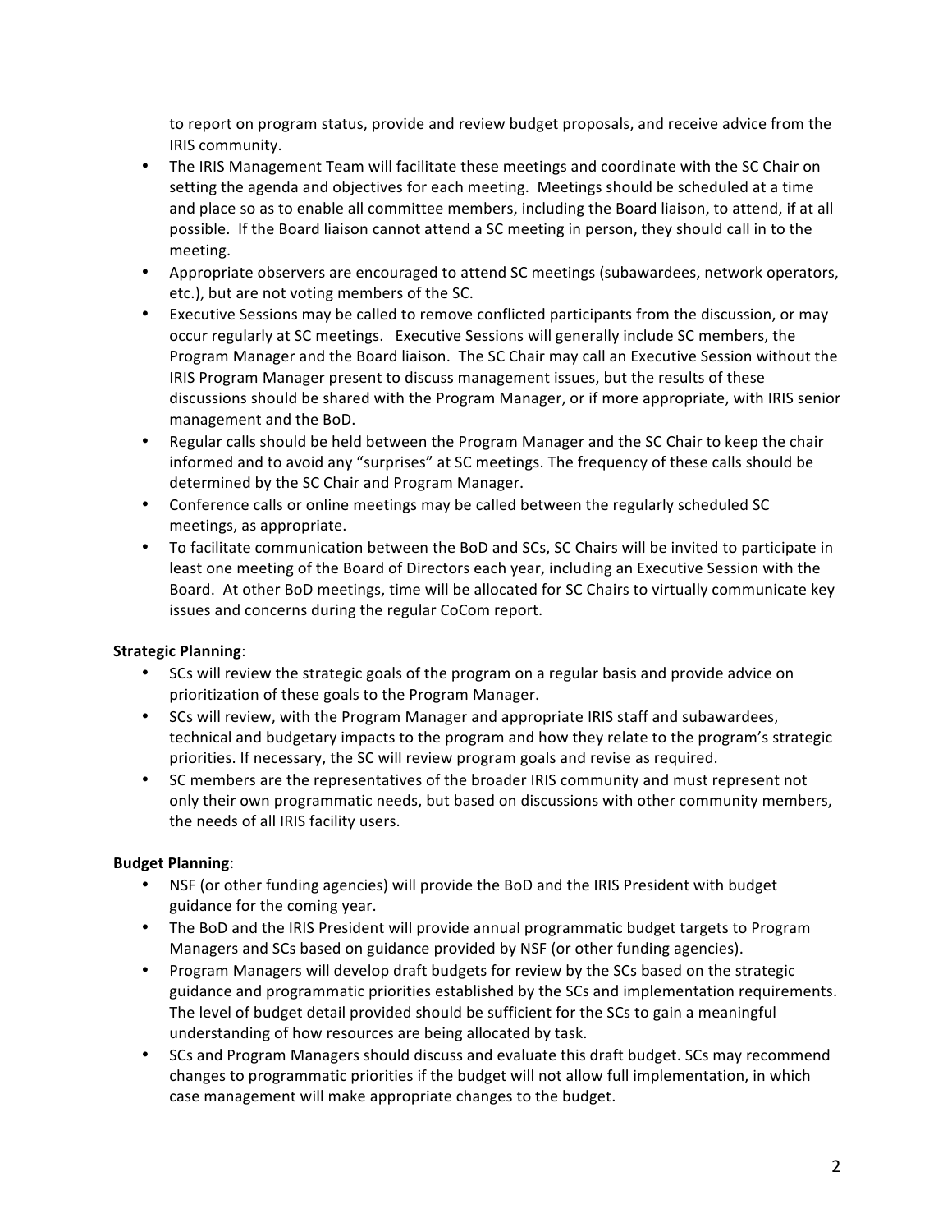to report on program status, provide and review budget proposals, and receive advice from the IRIS community.

- The IRIS Management Team will facilitate these meetings and coordinate with the SC Chair on setting the agenda and objectives for each meeting. Meetings should be scheduled at a time and place so as to enable all committee members, including the Board liaison, to attend, if at all possible. If the Board liaison cannot attend a SC meeting in person, they should call in to the meeting.
- Appropriate observers are encouraged to attend SC meetings (subawardees, network operators, etc.), but are not voting members of the SC.
- Executive Sessions may be called to remove conflicted participants from the discussion, or may occur regularly at SC meetings. Executive Sessions will generally include SC members, the Program Manager and the Board liaison. The SC Chair may call an Executive Session without the IRIS Program Manager present to discuss management issues, but the results of these discussions should be shared with the Program Manager, or if more appropriate, with IRIS senior management and the BoD.
- Regular calls should be held between the Program Manager and the SC Chair to keep the chair informed and to avoid any "surprises" at SC meetings. The frequency of these calls should be determined by the SC Chair and Program Manager.
- Conference calls or online meetings may be called between the regularly scheduled SC meetings, as appropriate.
- To facilitate communication between the BoD and SCs, SC Chairs will be invited to participate in least one meeting of the Board of Directors each year, including an Executive Session with the Board. At other BoD meetings, time will be allocated for SC Chairs to virtually communicate key issues and concerns during the regular CoCom report.

**Strategic Planning**:

- SCs will review the strategic goals of the program on a regular basis and provide advice on prioritization of these goals to the Program Manager.
- SCs will review, with the Program Manager and appropriate IRIS staff and subawardees, technical and budgetary impacts to the program and how they relate to the program's strategic priorities. If necessary, the SC will review program goals and revise as required.
- SC members are the representatives of the broader IRIS community and must represent not only their own programmatic needs, but based on discussions with other community members, the needs of all IRIS facility users.

**Budget Planning**:

- NSF (or other funding agencies) will provide the BoD and the IRIS President with budget guidance for the coming year.
- The BoD and the IRIS President will provide annual programmatic budget targets to Program Managers and SCs based on guidance provided by NSF (or other funding agencies).
- Program Managers will develop draft budgets for review by the SCs based on the strategic guidance and programmatic priorities established by the SCs and implementation requirements. The level of budget detail provided should be sufficient for the SCs to gain a meaningful understanding of how resources are being allocated by task.
- SCs and Program Managers should discuss and evaluate this draft budget. SCs may recommend changes to programmatic priorities if the budget will not allow full implementation, in which case management will make appropriate changes to the budget.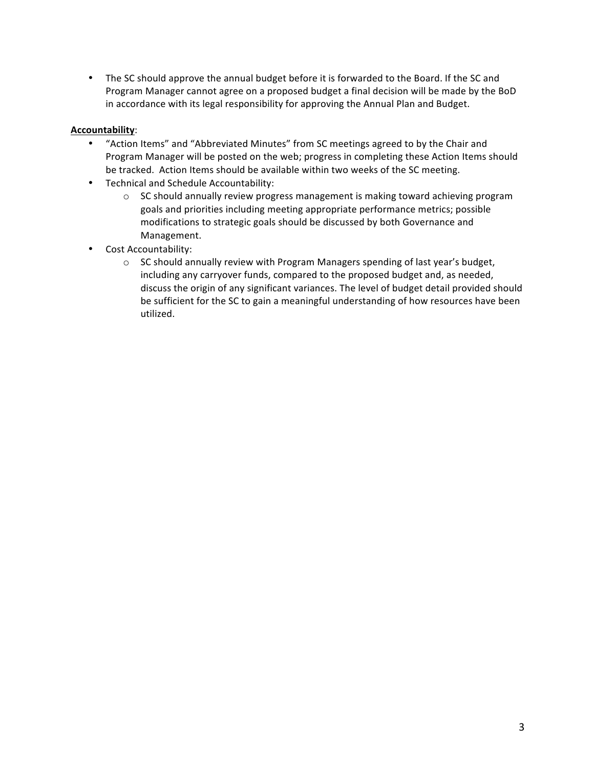- The SC should approve the annual budget before it is forwarded to the Board. If the SC and Program Manager cannot agree on a proposed budget a final decision will be made by the BoD in accordance with its legal responsibility for approving the Annual Plan and Budget.

**Accountability**:

- "Action Items" and "Abbreviated Minutes" from SC meetings agreed to by the Chair and Program Manager will be posted on the web; progress in completing these Action Items should be tracked. Action Items should be available within two weeks of the SC meeting.
- Technical and Schedule Accountability:
  - SC should annually review progress management is making toward achieving program goals and priorities including meeting appropriate performance metrics; possible modifications to strategic goals should be discussed by both Governance and Management.
- Cost Accountability:
  - SC should annually review with Program Managers spending of last year's budget, including any carryover funds, compared to the proposed budget and, as needed, discuss the origin of any significant variances. The level of budget detail provided should be sufficient for the SC to gain a meaningful understanding of how resources have been utilized.